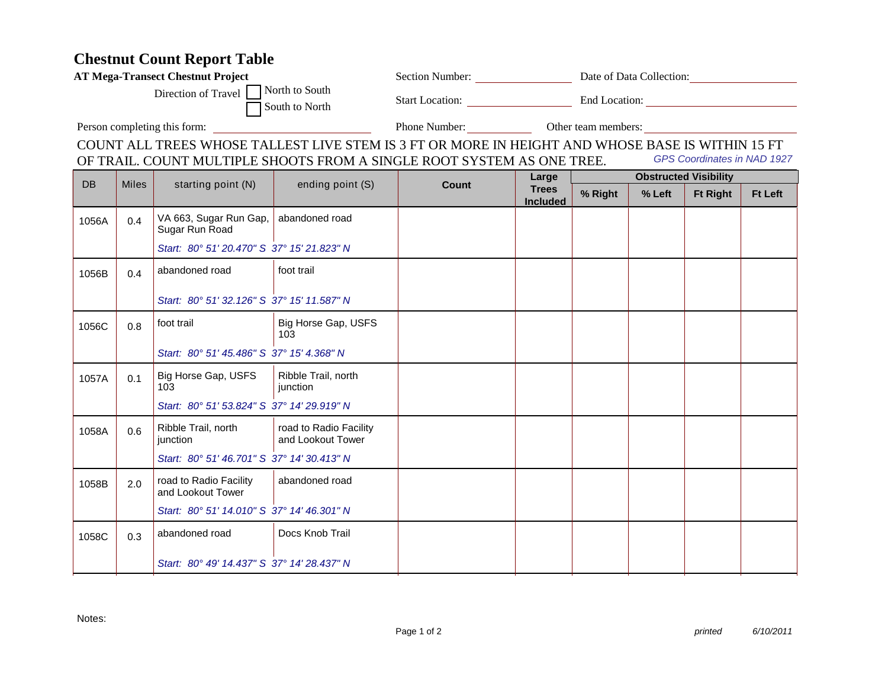# Chestnut Count Report Table

**AT Mega-Transect Chestnut Project**

Section Number: ________________ Date of Data Collection: ________________

Direction of Travel ☐ North to South ☐ South to North

Start Location: ________________ End Location: ________________

Person completing this form: ________________ Phone Number: ____________ Other team members: ________________

COUNT ALL TREES WHOSE TALLEST LIVE STEM IS 3 FT OR MORE IN HEIGHT AND WHOSE BASE IS WITHIN 15 FT OF TRAIL. COUNT MULTIPLE SHOOTS FROM A SINGLE ROOT SYSTEM AS ONE TREE.

*GPS Coordinates in NAD 1927*

| DB | Miles | starting point (N) | ending point (S) | Count | Large Trees Included | Obstructed Visibility | | | |
|---|---|---|---|---|---|---|---|---|---|
| | | | | | | **% Right** | **% Left** | **Ft Right** | **Ft Left** |
| 1056A | 0.4 | VA 663, Sugar Run Gap, Sugar Run Road<br>*Start: 80° 51' 20.470" S 37° 15' 21.823" N* | abandoned road | | | | | | |
| 1056B | 0.4 | abandoned road<br>*Start: 80° 51' 32.126" S 37° 15' 11.587" N* | foot trail | | | | | | |
| 1056C | 0.8 | foot trail<br>*Start: 80° 51' 45.486" S 37° 15' 4.368" N* | Big Horse Gap, USFS 103 | | | | | | |
| 1057A | 0.1 | Big Horse Gap, USFS 103<br>*Start: 80° 51' 53.824" S 37° 14' 29.919" N* | Ribble Trail, north junction | | | | | | |
| 1058A | 0.6 | Ribble Trail, north junction<br>*Start: 80° 51' 46.701" S 37° 14' 30.413" N* | road to Radio Facility and Lookout Tower | | | | | | |
| 1058B | 2.0 | road to Radio Facility and Lookout Tower<br>*Start: 80° 51' 14.010" S 37° 14' 46.301" N* | abandoned road | | | | | | |
| 1058C | 0.3 | abandoned road<br>*Start: 80° 49' 14.437" S 37° 14' 28.437" N* | Docs Knob Trail | | | | | | |

Notes:

*printed 6/10/2011*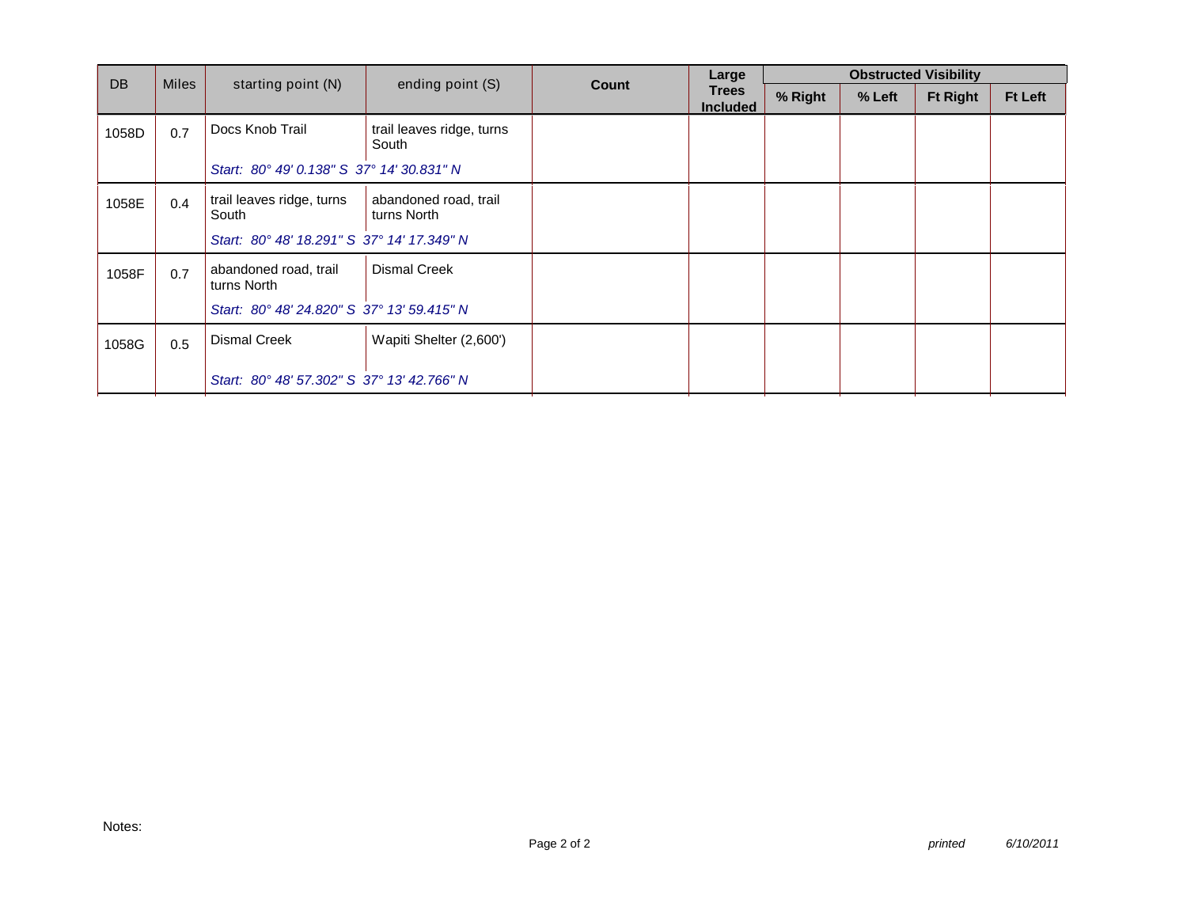| DB | Miles | starting point (N) | ending point (S) | Count | Large Trees Included | Obstructed Visibility | | | |
|---|---|---|---|---|---|---|---|---|---|
| | | | | | | % Right | % Left | Ft Right | Ft Left |
| 1058D | 0.7 | Docs Knob Trail<br>*Start: 80° 49' 0.138" S 37° 14' 30.831" N* | trail leaves ridge, turns South | | | | | | |
| 1058E | 0.4 | trail leaves ridge, turns South<br>*Start: 80° 48' 18.291" S 37° 14' 17.349" N* | abandoned road, trail turns North | | | | | | |
| 1058F | 0.7 | abandoned road, trail turns North<br>*Start: 80° 48' 24.820" S 37° 13' 59.415" N* | Dismal Creek | | | | | | |
| 1058G | 0.5 | Dismal Creek<br>*Start: 80° 48' 57.302" S 37° 13' 42.766" N* | Wapiti Shelter (2,600') | | | | | | |

Notes:

*printed 6/10/2011*